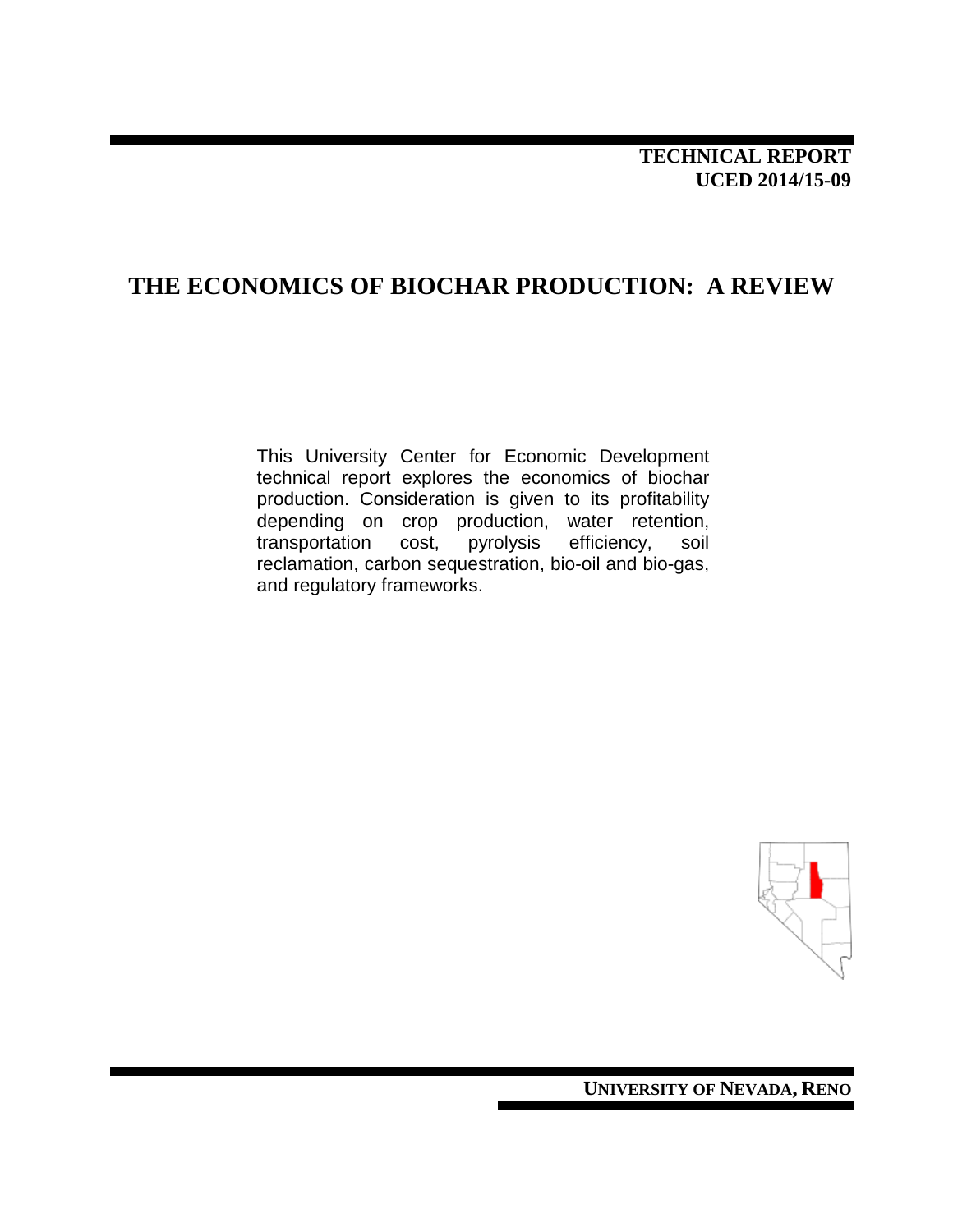**TECHNICAL REPORT**
**UCED 2014/15-09**

# THE ECONOMICS OF BIOCHAR PRODUCTION: A REVIEW

This University Center for Economic Development technical report explores the economics of biochar production. Consideration is given to its profitability depending on crop production, water retention, transportation cost, pyrolysis efficiency, soil reclamation, carbon sequestration, bio-oil and bio-gas, and regulatory frameworks.

**UNIVERSITY OF NEVADA, RENO**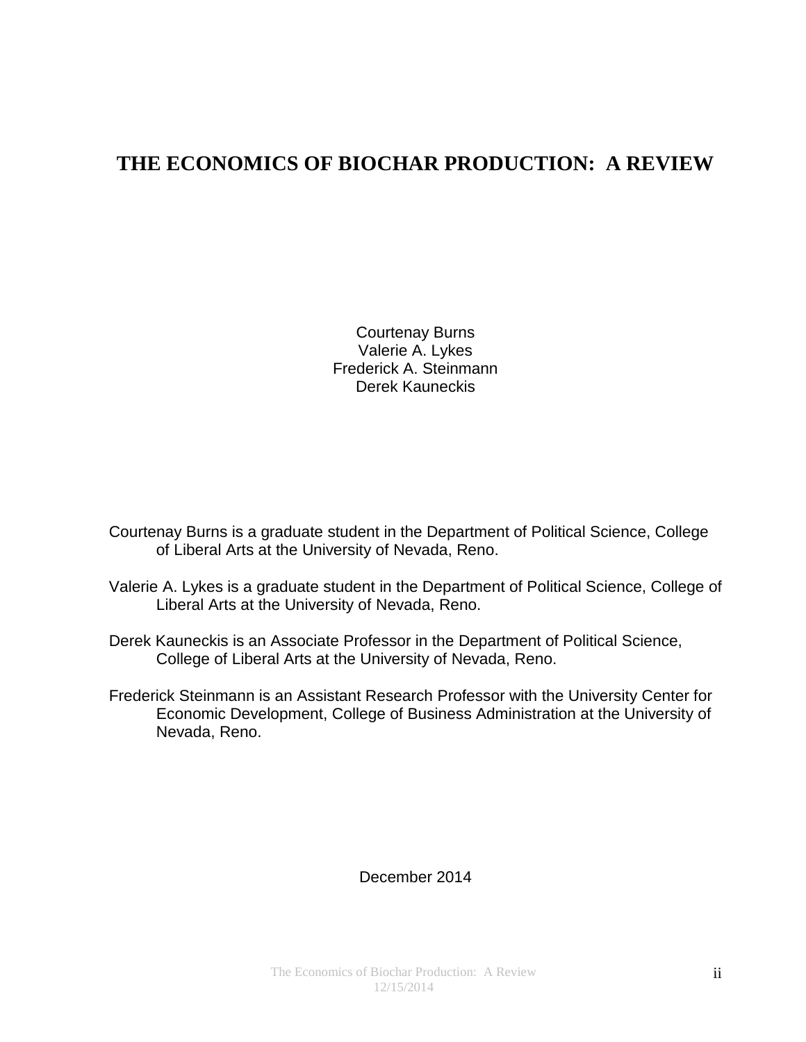# THE ECONOMICS OF BIOCHAR PRODUCTION: A REVIEW

Courtenay Burns
Valerie A. Lykes
Frederick A. Steinmann
Derek Kauneckis

Courtenay Burns is a graduate student in the Department of Political Science, College of Liberal Arts at the University of Nevada, Reno.

Valerie A. Lykes is a graduate student in the Department of Political Science, College of Liberal Arts at the University of Nevada, Reno.

Derek Kauneckis is an Associate Professor in the Department of Political Science, College of Liberal Arts at the University of Nevada, Reno.

Frederick Steinmann is an Assistant Research Professor with the University Center for Economic Development, College of Business Administration at the University of Nevada, Reno.

December 2014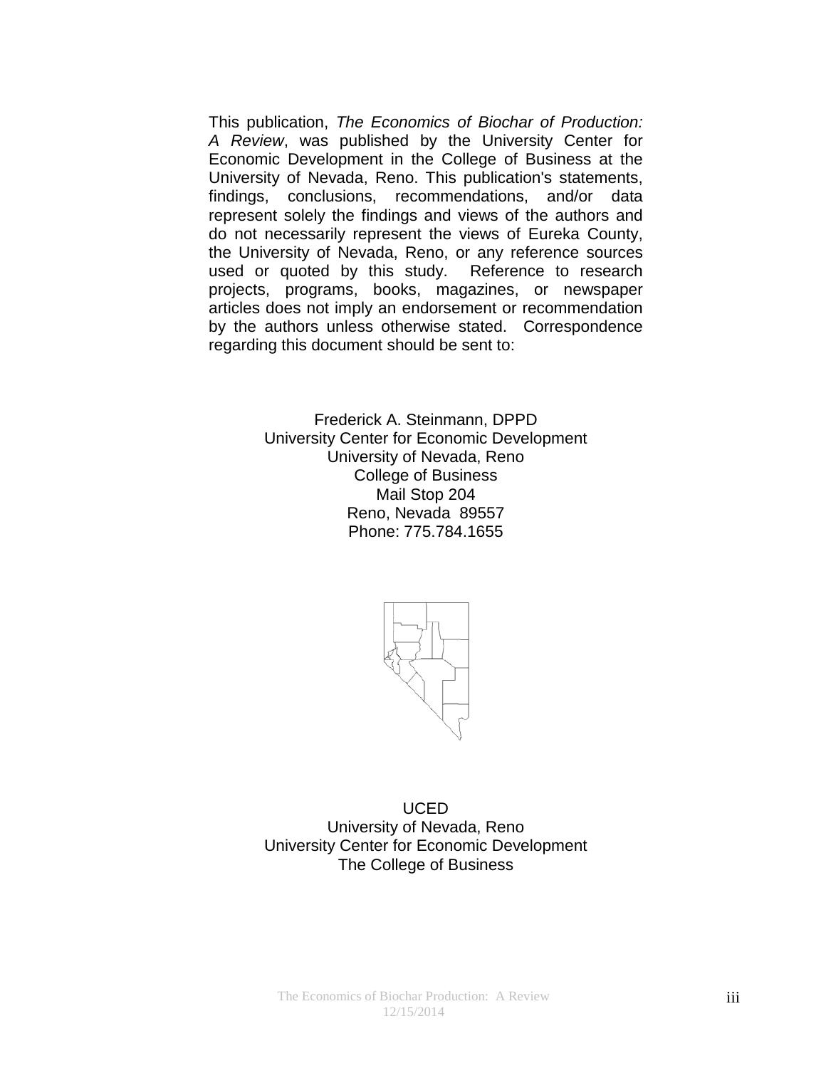This publication, *The Economics of Biochar of Production: A Review*, was published by the University Center for Economic Development in the College of Business at the University of Nevada, Reno. This publication's statements, findings, conclusions, recommendations, and/or data represent solely the findings and views of the authors and do not necessarily represent the views of Eureka County, the University of Nevada, Reno, or any reference sources used or quoted by this study. Reference to research projects, programs, books, magazines, or newspaper articles does not imply an endorsement or recommendation by the authors unless otherwise stated. Correspondence regarding this document should be sent to:

Frederick A. Steinmann, DPPD
University Center for Economic Development
University of Nevada, Reno
College of Business
Mail Stop 204
Reno, Nevada 89557
Phone: 775.784.1655

UCED
University of Nevada, Reno
University Center for Economic Development
The College of Business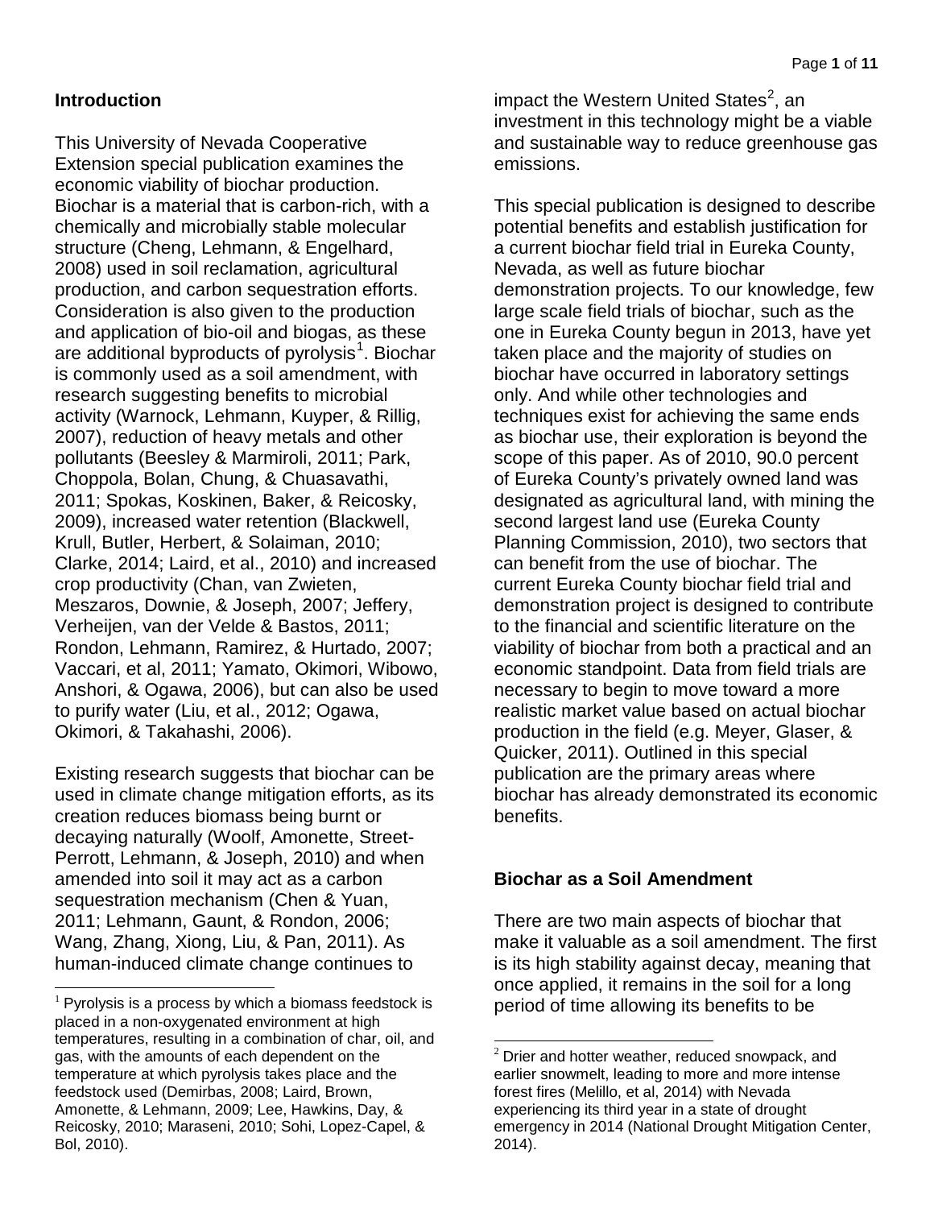## Introduction

This University of Nevada Cooperative Extension special publication examines the economic viability of biochar production. Biochar is a material that is carbon-rich, with a chemically and microbially stable molecular structure (Cheng, Lehmann, & Engelhard, 2008) used in soil reclamation, agricultural production, and carbon sequestration efforts. Consideration is also given to the production and application of bio-oil and biogas, as these are additional byproducts of pyrolysis[1]. Biochar is commonly used as a soil amendment, with research suggesting benefits to microbial activity (Warnock, Lehmann, Kuyper, & Rillig, 2007), reduction of heavy metals and other pollutants (Beesley & Marmiroli, 2011; Park, Choppola, Bolan, Chung, & Chuasavathi, 2011; Spokas, Koskinen, Baker, & Reicosky, 2009), increased water retention (Blackwell, Krull, Butler, Herbert, & Solaiman, 2010; Clarke, 2014; Laird, et al., 2010) and increased crop productivity (Chan, van Zwieten, Meszaros, Downie, & Joseph, 2007; Jeffery, Verheijen, van der Velde & Bastos, 2011; Rondon, Lehmann, Ramirez, & Hurtado, 2007; Vaccari, et al, 2011; Yamato, Okimori, Wibowo, Anshori, & Ogawa, 2006), but can also be used to purify water (Liu, et al., 2012; Ogawa, Okimori, & Takahashi, 2006).

Existing research suggests that biochar can be used in climate change mitigation efforts, as its creation reduces biomass being burnt or decaying naturally (Woolf, Amonette, Street-Perrott, Lehmann, & Joseph, 2010) and when amended into soil it may act as a carbon sequestration mechanism (Chen & Yuan, 2011; Lehmann, Gaunt, & Rondon, 2006; Wang, Zhang, Xiong, Liu, & Pan, 2011). As human-induced climate change continues to impact the Western United States[2], an investment in this technology might be a viable and sustainable way to reduce greenhouse gas emissions.

This special publication is designed to describe potential benefits and establish justification for a current biochar field trial in Eureka County, Nevada, as well as future biochar demonstration projects. To our knowledge, few large scale field trials of biochar, such as the one in Eureka County begun in 2013, have yet taken place and the majority of studies on biochar have occurred in laboratory settings only. And while other technologies and techniques exist for achieving the same ends as biochar use, their exploration is beyond the scope of this paper. As of 2010, 90.0 percent of Eureka County's privately owned land was designated as agricultural land, with mining the second largest land use (Eureka County Planning Commission, 2010), two sectors that can benefit from the use of biochar. The current Eureka County biochar field trial and demonstration project is designed to contribute to the financial and scientific literature on the viability of biochar from both a practical and an economic standpoint. Data from field trials are necessary to begin to move toward a more realistic market value based on actual biochar production in the field (e.g. Meyer, Glaser, & Quicker, 2011). Outlined in this special publication are the primary areas where biochar has already demonstrated its economic benefits.

## Biochar as a Soil Amendment

There are two main aspects of biochar that make it valuable as a soil amendment. The first is its high stability against decay, meaning that once applied, it remains in the soil for a long period of time allowing its benefits to be

[1] Pyrolysis is a process by which a biomass feedstock is placed in a non-oxygenated environment at high temperatures, resulting in a combination of char, oil, and gas, with the amounts of each dependent on the temperature at which pyrolysis takes place and the feedstock used (Demirbas, 2008; Laird, Brown, Amonette, & Lehmann, 2009; Lee, Hawkins, Day, & Reicosky, 2010; Maraseni, 2010; Sohi, Lopez-Capel, & Bol, 2010).

[2] Drier and hotter weather, reduced snowpack, and earlier snowmelt, leading to more and more intense forest fires (Melillo, et al, 2014) with Nevada experiencing its third year in a state of drought emergency in 2014 (National Drought Mitigation Center, 2014).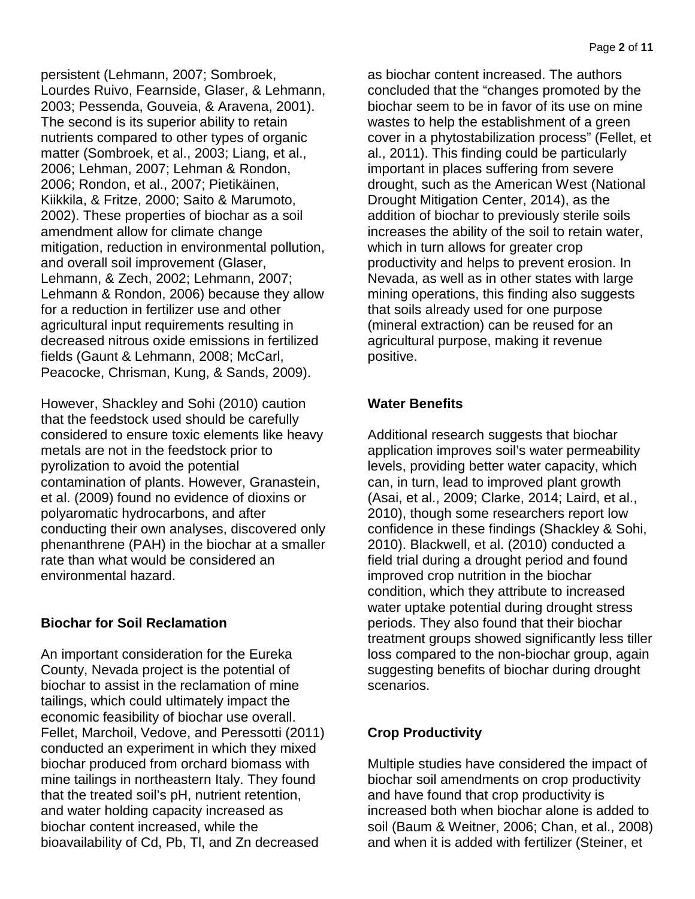persistent (Lehmann, 2007; Sombroek, Lourdes Ruivo, Fearnside, Glaser, & Lehmann, 2003; Pessenda, Gouveia, & Aravena, 2001). The second is its superior ability to retain nutrients compared to other types of organic matter (Sombroek, et al., 2003; Liang, et al., 2006; Lehman, 2007; Lehman & Rondon, 2006; Rondon, et al., 2007; Pietikäinen, Kiikkila, & Fritze, 2000; Saito & Marumoto, 2002). These properties of biochar as a soil amendment allow for climate change mitigation, reduction in environmental pollution, and overall soil improvement (Glaser, Lehmann, & Zech, 2002; Lehmann, 2007; Lehmann & Rondon, 2006) because they allow for a reduction in fertilizer use and other agricultural input requirements resulting in decreased nitrous oxide emissions in fertilized fields (Gaunt & Lehmann, 2008; McCarl, Peacocke, Chrisman, Kung, & Sands, 2009).

However, Shackley and Sohi (2010) caution that the feedstock used should be carefully considered to ensure toxic elements like heavy metals are not in the feedstock prior to pyrolization to avoid the potential contamination of plants. However, Granastein, et al. (2009) found no evidence of dioxins or polyaromatic hydrocarbons, and after conducting their own analyses, discovered only phenanthrene (PAH) in the biochar at a smaller rate than what would be considered an environmental hazard.

## Biochar for Soil Reclamation

An important consideration for the Eureka County, Nevada project is the potential of biochar to assist in the reclamation of mine tailings, which could ultimately impact the economic feasibility of biochar use overall. Fellet, Marchoil, Vedove, and Peressotti (2011) conducted an experiment in which they mixed biochar produced from orchard biomass with mine tailings in northeastern Italy. They found that the treated soil's pH, nutrient retention, and water holding capacity increased as biochar content increased, while the bioavailability of Cd, Pb, Tl, and Zn decreased as biochar content increased. The authors concluded that the "changes promoted by the biochar seem to be in favor of its use on mine wastes to help the establishment of a green cover in a phytostabilization process" (Fellet, et al., 2011). This finding could be particularly important in places suffering from severe drought, such as the American West (National Drought Mitigation Center, 2014), as the addition of biochar to previously sterile soils increases the ability of the soil to retain water, which in turn allows for greater crop productivity and helps to prevent erosion. In Nevada, as well as in other states with large mining operations, this finding also suggests that soils already used for one purpose (mineral extraction) can be reused for an agricultural purpose, making it revenue positive.

## Water Benefits

Additional research suggests that biochar application improves soil's water permeability levels, providing better water capacity, which can, in turn, lead to improved plant growth (Asai, et al., 2009; Clarke, 2014; Laird, et al., 2010), though some researchers report low confidence in these findings (Shackley & Sohi, 2010). Blackwell, et al. (2010) conducted a field trial during a drought period and found improved crop nutrition in the biochar condition, which they attribute to increased water uptake potential during drought stress periods. They also found that their biochar treatment groups showed significantly less tiller loss compared to the non-biochar group, again suggesting benefits of biochar during drought scenarios.

## Crop Productivity

Multiple studies have considered the impact of biochar soil amendments on crop productivity and have found that crop productivity is increased both when biochar alone is added to soil (Baum & Weitner, 2006; Chan, et al., 2008) and when it is added with fertilizer (Steiner, et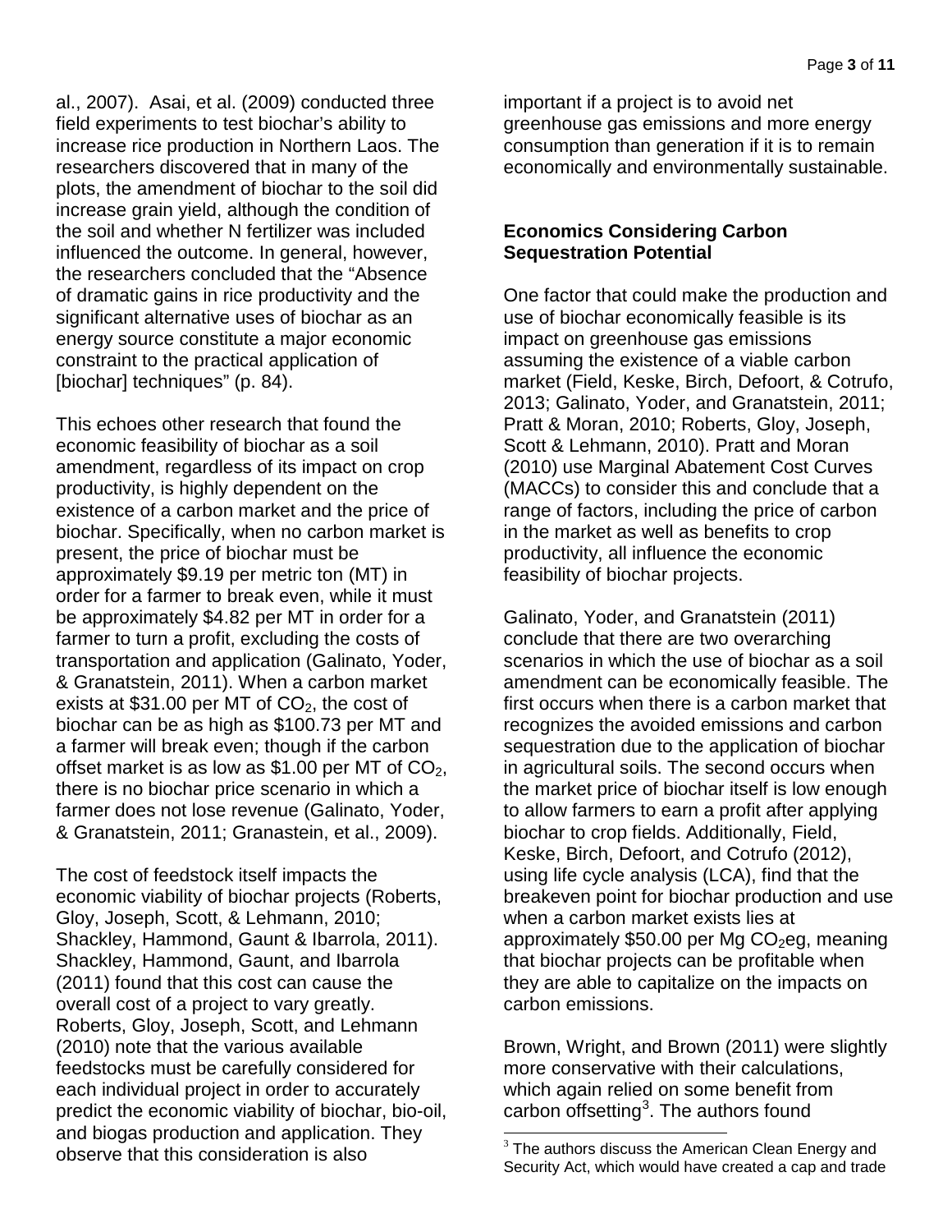al., 2007). Asai, et al. (2009) conducted three field experiments to test biochar's ability to increase rice production in Northern Laos. The researchers discovered that in many of the plots, the amendment of biochar to the soil did increase grain yield, although the condition of the soil and whether N fertilizer was included influenced the outcome. In general, however, the researchers concluded that the "Absence of dramatic gains in rice productivity and the significant alternative uses of biochar as an energy source constitute a major economic constraint to the practical application of [biochar] techniques" (p. 84).

This echoes other research that found the economic feasibility of biochar as a soil amendment, regardless of its impact on crop productivity, is highly dependent on the existence of a carbon market and the price of biochar. Specifically, when no carbon market is present, the price of biochar must be approximately \$9.19 per metric ton (MT) in order for a farmer to break even, while it must be approximately \$4.82 per MT in order for a farmer to turn a profit, excluding the costs of transportation and application (Galinato, Yoder, & Granatstein, 2011). When a carbon market exists at \$31.00 per MT of $CO_2$, the cost of biochar can be as high as \$100.73 per MT and a farmer will break even; though if the carbon offset market is as low as \$1.00 per MT of $CO_2$, there is no biochar price scenario in which a farmer does not lose revenue (Galinato, Yoder, & Granatstein, 2011; Granastein, et al., 2009).

The cost of feedstock itself impacts the economic viability of biochar projects (Roberts, Gloy, Joseph, Scott, & Lehmann, 2010; Shackley, Hammond, Gaunt & Ibarrola, 2011). Shackley, Hammond, Gaunt, and Ibarrola (2011) found that this cost can cause the overall cost of a project to vary greatly. Roberts, Gloy, Joseph, Scott, and Lehmann (2010) note that the various available feedstocks must be carefully considered for each individual project in order to accurately predict the economic viability of biochar, bio-oil, and biogas production and application. They observe that this consideration is also important if a project is to avoid net greenhouse gas emissions and more energy consumption than generation if it is to remain economically and environmentally sustainable.

## Economics Considering Carbon Sequestration Potential

One factor that could make the production and use of biochar economically feasible is its impact on greenhouse gas emissions assuming the existence of a viable carbon market (Field, Keske, Birch, Defoort, & Cotrufo, 2013; Galinato, Yoder, and Granatstein, 2011; Pratt & Moran, 2010; Roberts, Gloy, Joseph, Scott & Lehmann, 2010). Pratt and Moran (2010) use Marginal Abatement Cost Curves (MACCs) to consider this and conclude that a range of factors, including the price of carbon in the market as well as benefits to crop productivity, all influence the economic feasibility of biochar projects.

Galinato, Yoder, and Granatstein (2011) conclude that there are two overarching scenarios in which the use of biochar as a soil amendment can be economically feasible. The first occurs when there is a carbon market that recognizes the avoided emissions and carbon sequestration due to the application of biochar in agricultural soils. The second occurs when the market price of biochar itself is low enough to allow farmers to earn a profit after applying biochar to crop fields. Additionally, Field, Keske, Birch, Defoort, and Cotrufo (2012), using life cycle analysis (LCA), find that the breakeven point for biochar production and use when a carbon market exists lies at approximately \$50.00 per Mg $CO_2$eg, meaning that biochar projects can be profitable when they are able to capitalize on the impacts on carbon emissions.

Brown, Wright, and Brown (2011) were slightly more conservative with their calculations, which again relied on some benefit from carbon offsetting[3]. The authors found

[3] The authors discuss the American Clean Energy and Security Act, which would have created a cap and trade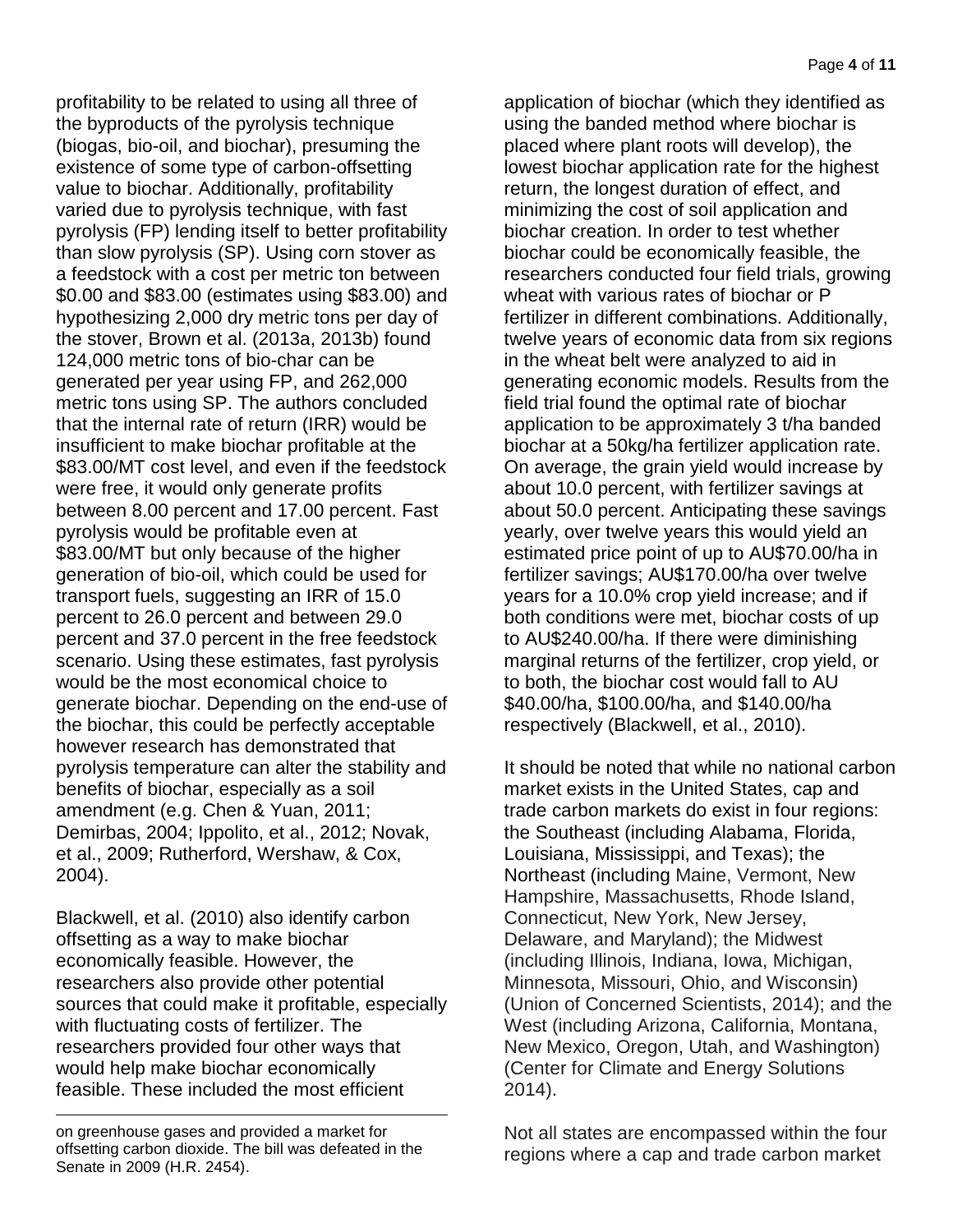profitability to be related to using all three of the byproducts of the pyrolysis technique (biogas, bio-oil, and biochar), presuming the existence of some type of carbon-offsetting value to biochar. Additionally, profitability varied due to pyrolysis technique, with fast pyrolysis (FP) lending itself to better profitability than slow pyrolysis (SP). Using corn stover as a feedstock with a cost per metric ton between $0.00 and $83.00 (estimates using $83.00) and hypothesizing 2,000 dry metric tons per day of the stover, Brown et al. (2013a, 2013b) found 124,000 metric tons of bio-char can be generated per year using FP, and 262,000 metric tons using SP. The authors concluded that the internal rate of return (IRR) would be insufficient to make biochar profitable at the $83.00/MT cost level, and even if the feedstock were free, it would only generate profits between 8.00 percent and 17.00 percent. Fast pyrolysis would be profitable even at $83.00/MT but only because of the higher generation of bio-oil, which could be used for transport fuels, suggesting an IRR of 15.0 percent to 26.0 percent and between 29.0 percent and 37.0 percent in the free feedstock scenario. Using these estimates, fast pyrolysis would be the most economical choice to generate biochar. Depending on the end-use of the biochar, this could be perfectly acceptable however research has demonstrated that pyrolysis temperature can alter the stability and benefits of biochar, especially as a soil amendment (e.g. Chen & Yuan, 2011; Demirbas, 2004; Ippolito, et al., 2012; Novak, et al., 2009; Rutherford, Wershaw, & Cox, 2004).

Blackwell, et al. (2010) also identify carbon offsetting as a way to make biochar economically feasible. However, the researchers also provide other potential sources that could make it profitable, especially with fluctuating costs of fertilizer. The researchers provided four other ways that would help make biochar economically feasible. These included the most efficient application of biochar (which they identified as using the banded method where biochar is placed where plant roots will develop), the lowest biochar application rate for the highest return, the longest duration of effect, and minimizing the cost of soil application and biochar creation. In order to test whether biochar could be economically feasible, the researchers conducted four field trials, growing wheat with various rates of biochar or P fertilizer in different combinations. Additionally, twelve years of economic data from six regions in the wheat belt were analyzed to aid in generating economic models. Results from the field trial found the optimal rate of biochar application to be approximately 3 t/ha banded biochar at a 50kg/ha fertilizer application rate. On average, the grain yield would increase by about 10.0 percent, with fertilizer savings at about 50.0 percent. Anticipating these savings yearly, over twelve years this would yield an estimated price point of up to AU$70.00/ha in fertilizer savings; AU$170.00/ha over twelve years for a 10.0% crop yield increase; and if both conditions were met, biochar costs of up to AU$240.00/ha. If there were diminishing marginal returns of the fertilizer, crop yield, or to both, the biochar cost would fall to AU $40.00/ha, $100.00/ha, and $140.00/ha respectively (Blackwell, et al., 2010).

It should be noted that while no national carbon market exists in the United States, cap and trade carbon markets do exist in four regions: the Southeast (including Alabama, Florida, Louisiana, Mississippi, and Texas); the Northeast (including Maine, Vermont, New Hampshire, Massachusetts, Rhode Island, Connecticut, New York, New Jersey, Delaware, and Maryland); the Midwest (including Illinois, Indiana, Iowa, Michigan, Minnesota, Missouri, Ohio, and Wisconsin) (Union of Concerned Scientists, 2014); and the West (including Arizona, California, Montana, New Mexico, Oregon, Utah, and Washington) (Center for Climate and Energy Solutions 2014).

Not all states are encompassed within the four regions where a cap and trade carbon market

---

on greenhouse gases and provided a market for offsetting carbon dioxide. The bill was defeated in the Senate in 2009 (H.R. 2454).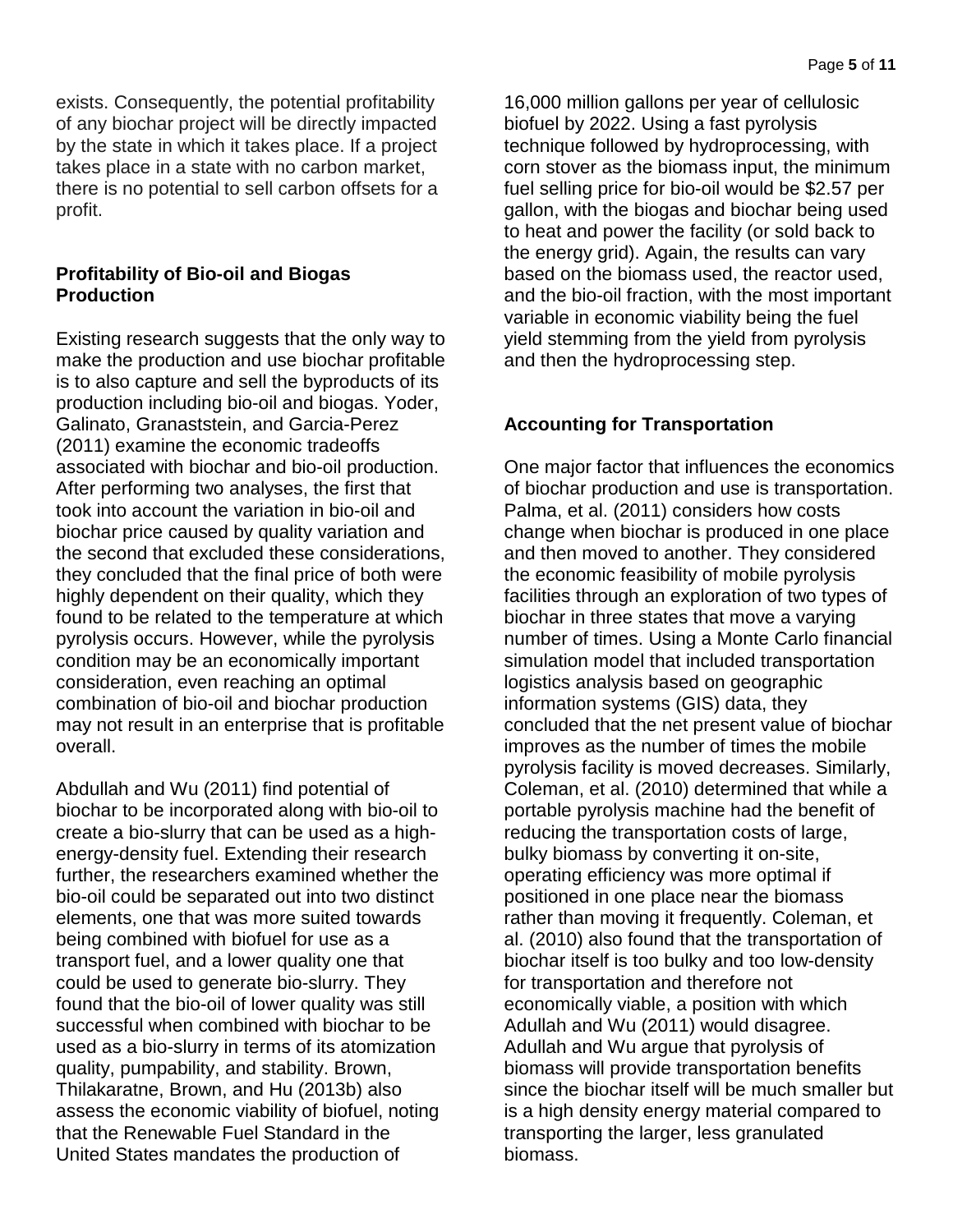exists. Consequently, the potential profitability of any biochar project will be directly impacted by the state in which it takes place. If a project takes place in a state with no carbon market, there is no potential to sell carbon offsets for a profit.

## Profitability of Bio-oil and Biogas Production

Existing research suggests that the only way to make the production and use biochar profitable is to also capture and sell the byproducts of its production including bio-oil and biogas. Yoder, Galinato, Granaststein, and Garcia-Perez (2011) examine the economic tradeoffs associated with biochar and bio-oil production. After performing two analyses, the first that took into account the variation in bio-oil and biochar price caused by quality variation and the second that excluded these considerations, they concluded that the final price of both were highly dependent on their quality, which they found to be related to the temperature at which pyrolysis occurs. However, while the pyrolysis condition may be an economically important consideration, even reaching an optimal combination of bio-oil and biochar production may not result in an enterprise that is profitable overall.

Abdullah and Wu (2011) find potential of biochar to be incorporated along with bio-oil to create a bio-slurry that can be used as a high-energy-density fuel. Extending their research further, the researchers examined whether the bio-oil could be separated out into two distinct elements, one that was more suited towards being combined with biofuel for use as a transport fuel, and a lower quality one that could be used to generate bio-slurry. They found that the bio-oil of lower quality was still successful when combined with biochar to be used as a bio-slurry in terms of its atomization quality, pumpability, and stability. Brown, Thilakaratne, Brown, and Hu (2013b) also assess the economic viability of biofuel, noting that the Renewable Fuel Standard in the United States mandates the production of 16,000 million gallons per year of cellulosic biofuel by 2022. Using a fast pyrolysis technique followed by hydroprocessing, with corn stover as the biomass input, the minimum fuel selling price for bio-oil would be $2.57 per gallon, with the biogas and biochar being used to heat and power the facility (or sold back to the energy grid). Again, the results can vary based on the biomass used, the reactor used, and the bio-oil fraction, with the most important variable in economic viability being the fuel yield stemming from the yield from pyrolysis and then the hydroprocessing step.

## Accounting for Transportation

One major factor that influences the economics of biochar production and use is transportation. Palma, et al. (2011) considers how costs change when biochar is produced in one place and then moved to another. They considered the economic feasibility of mobile pyrolysis facilities through an exploration of two types of biochar in three states that move a varying number of times. Using a Monte Carlo financial simulation model that included transportation logistics analysis based on geographic information systems (GIS) data, they concluded that the net present value of biochar improves as the number of times the mobile pyrolysis facility is moved decreases. Similarly, Coleman, et al. (2010) determined that while a portable pyrolysis machine had the benefit of reducing the transportation costs of large, bulky biomass by converting it on-site, operating efficiency was more optimal if positioned in one place near the biomass rather than moving it frequently. Coleman, et al. (2010) also found that the transportation of biochar itself is too bulky and too low-density for transportation and therefore not economically viable, a position with which Adullah and Wu (2011) would disagree. Adullah and Wu argue that pyrolysis of biomass will provide transportation benefits since the biochar itself will be much smaller but is a high density energy material compared to transporting the larger, less granulated biomass.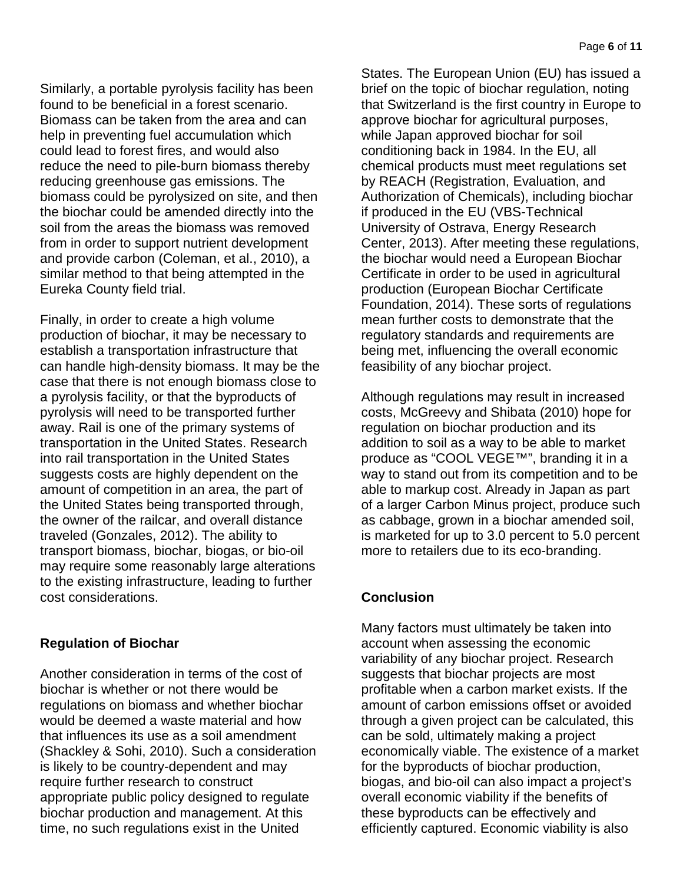Similarly, a portable pyrolysis facility has been found to be beneficial in a forest scenario. Biomass can be taken from the area and can help in preventing fuel accumulation which could lead to forest fires, and would also reduce the need to pile-burn biomass thereby reducing greenhouse gas emissions. The biomass could be pyrolysized on site, and then the biochar could be amended directly into the soil from the areas the biomass was removed from in order to support nutrient development and provide carbon (Coleman, et al., 2010), a similar method to that being attempted in the Eureka County field trial.

Finally, in order to create a high volume production of biochar, it may be necessary to establish a transportation infrastructure that can handle high-density biomass. It may be the case that there is not enough biomass close to a pyrolysis facility, or that the byproducts of pyrolysis will need to be transported further away. Rail is one of the primary systems of transportation in the United States. Research into rail transportation in the United States suggests costs are highly dependent on the amount of competition in an area, the part of the United States being transported through, the owner of the railcar, and overall distance traveled (Gonzales, 2012). The ability to transport biomass, biochar, biogas, or bio-oil may require some reasonably large alterations to the existing infrastructure, leading to further cost considerations.

## Regulation of Biochar

Another consideration in terms of the cost of biochar is whether or not there would be regulations on biomass and whether biochar would be deemed a waste material and how that influences its use as a soil amendment (Shackley & Sohi, 2010). Such a consideration is likely to be country-dependent and may require further research to construct appropriate public policy designed to regulate biochar production and management. At this time, no such regulations exist in the United States. The European Union (EU) has issued a brief on the topic of biochar regulation, noting that Switzerland is the first country in Europe to approve biochar for agricultural purposes, while Japan approved biochar for soil conditioning back in 1984. In the EU, all chemical products must meet regulations set by REACH (Registration, Evaluation, and Authorization of Chemicals), including biochar if produced in the EU (VBS-Technical University of Ostrava, Energy Research Center, 2013). After meeting these regulations, the biochar would need a European Biochar Certificate in order to be used in agricultural production (European Biochar Certificate Foundation, 2014). These sorts of regulations mean further costs to demonstrate that the regulatory standards and requirements are being met, influencing the overall economic feasibility of any biochar project.

Although regulations may result in increased costs, McGreevy and Shibata (2010) hope for regulation on biochar production and its addition to soil as a way to be able to market produce as "COOL VEGE™", branding it in a way to stand out from its competition and to be able to markup cost. Already in Japan as part of a larger Carbon Minus project, produce such as cabbage, grown in a biochar amended soil, is marketed for up to 3.0 percent to 5.0 percent more to retailers due to its eco-branding.

## Conclusion

Many factors must ultimately be taken into account when assessing the economic variability of any biochar project. Research suggests that biochar projects are most profitable when a carbon market exists. If the amount of carbon emissions offset or avoided through a given project can be calculated, this can be sold, ultimately making a project economically viable. The existence of a market for the byproducts of biochar production, biogas, and bio-oil can also impact a project's overall economic viability if the benefits of these byproducts can be effectively and efficiently captured. Economic viability is also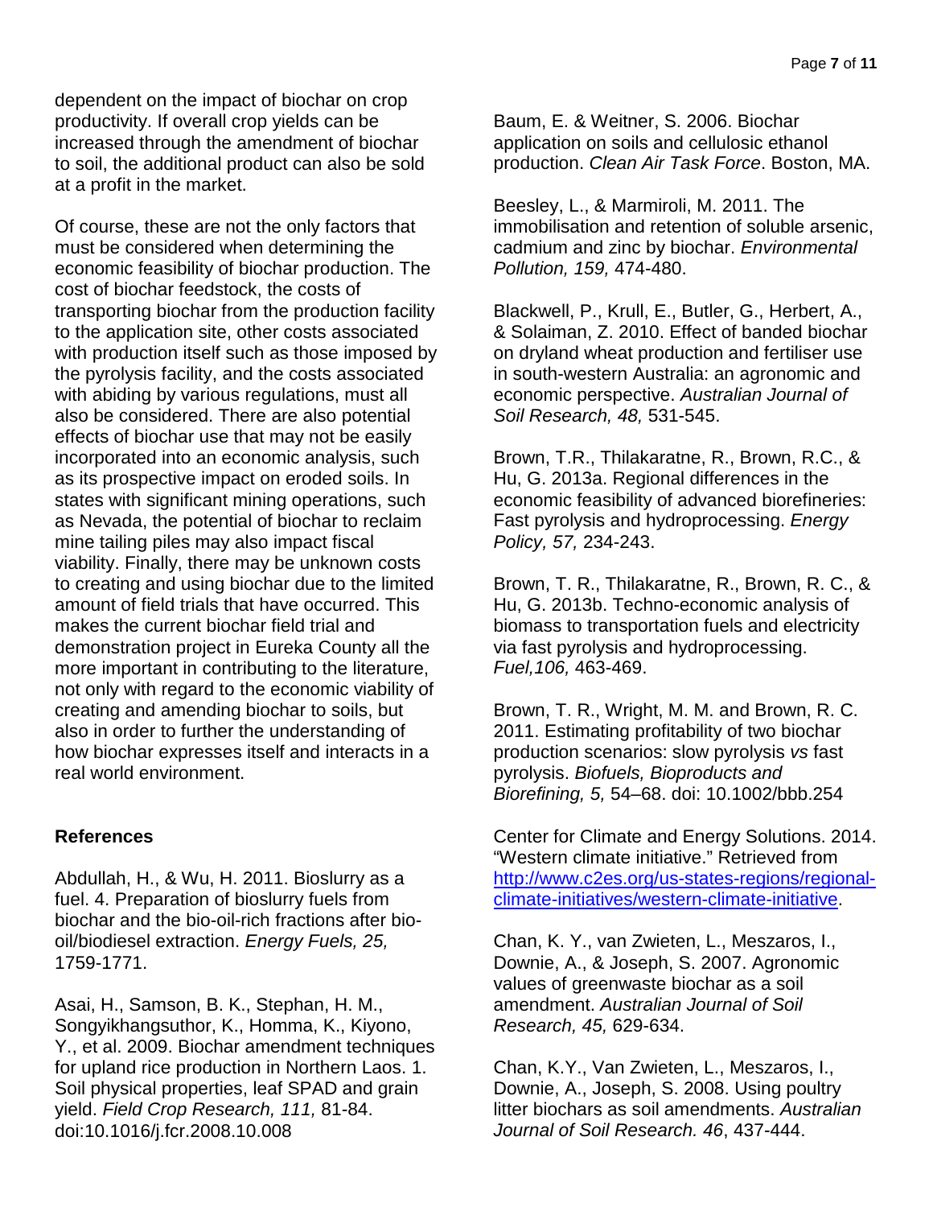dependent on the impact of biochar on crop productivity. If overall crop yields can be increased through the amendment of biochar to soil, the additional product can also be sold at a profit in the market.

Of course, these are not the only factors that must be considered when determining the economic feasibility of biochar production. The cost of biochar feedstock, the costs of transporting biochar from the production facility to the application site, other costs associated with production itself such as those imposed by the pyrolysis facility, and the costs associated with abiding by various regulations, must all also be considered. There are also potential effects of biochar use that may not be easily incorporated into an economic analysis, such as its prospective impact on eroded soils. In states with significant mining operations, such as Nevada, the potential of biochar to reclaim mine tailing piles may also impact fiscal viability. Finally, there may be unknown costs to creating and using biochar due to the limited amount of field trials that have occurred. This makes the current biochar field trial and demonstration project in Eureka County all the more important in contributing to the literature, not only with regard to the economic viability of creating and amending biochar to soils, but also in order to further the understanding of how biochar expresses itself and interacts in a real world environment.

**References**

Abdullah, H., & Wu, H. 2011. Bioslurry as a fuel. 4. Preparation of bioslurry fuels from biochar and the bio-oil-rich fractions after bio-oil/biodiesel extraction. *Energy Fuels, 25,* 1759-1771.

Asai, H., Samson, B. K., Stephan, H. M., Songyikhangsuthor, K., Homma, K., Kiyono, Y., et al. 2009. Biochar amendment techniques for upland rice production in Northern Laos. 1. Soil physical properties, leaf SPAD and grain yield. *Field Crop Research, 111,* 81-84. doi:10.1016/j.fcr.2008.10.008

Baum, E. & Weitner, S. 2006. Biochar application on soils and cellulosic ethanol production. *Clean Air Task Force*. Boston, MA.

Beesley, L., & Marmiroli, M. 2011. The immobilisation and retention of soluble arsenic, cadmium and zinc by biochar. *Environmental Pollution, 159,* 474-480.

Blackwell, P., Krull, E., Butler, G., Herbert, A., & Solaiman, Z. 2010. Effect of banded biochar on dryland wheat production and fertiliser use in south-western Australia: an agronomic and economic perspective. *Australian Journal of Soil Research, 48,* 531-545.

Brown, T.R., Thilakaratne, R., Brown, R.C., & Hu, G. 2013a. Regional differences in the economic feasibility of advanced biorefineries: Fast pyrolysis and hydroprocessing. *Energy Policy, 57,* 234-243.

Brown, T. R., Thilakaratne, R., Brown, R. C., & Hu, G. 2013b. Techno-economic analysis of biomass to transportation fuels and electricity via fast pyrolysis and hydroprocessing. *Fuel,106,* 463-469.

Brown, T. R., Wright, M. M. and Brown, R. C. 2011. Estimating profitability of two biochar production scenarios: slow pyrolysis *vs* fast pyrolysis. *Biofuels, Bioproducts and Biorefining, 5,* 54–68. doi: 10.1002/bbb.254

Center for Climate and Energy Solutions. 2014. "Western climate initiative." Retrieved from [http://www.c2es.org/us-states-regions/regional-climate-initiatives/western-climate-initiative](http://www.c2es.org/us-states-regions/regional-climate-initiatives/western-climate-initiative).

Chan, K. Y., van Zwieten, L., Meszaros, I., Downie, A., & Joseph, S. 2007. Agronomic values of greenwaste biochar as a soil amendment. *Australian Journal of Soil Research, 45,* 629-634.

Chan, K.Y., Van Zwieten, L., Meszaros, I., Downie, A., Joseph, S. 2008. Using poultry litter biochars as soil amendments. *Australian Journal of Soil Research. 46*, 437-444.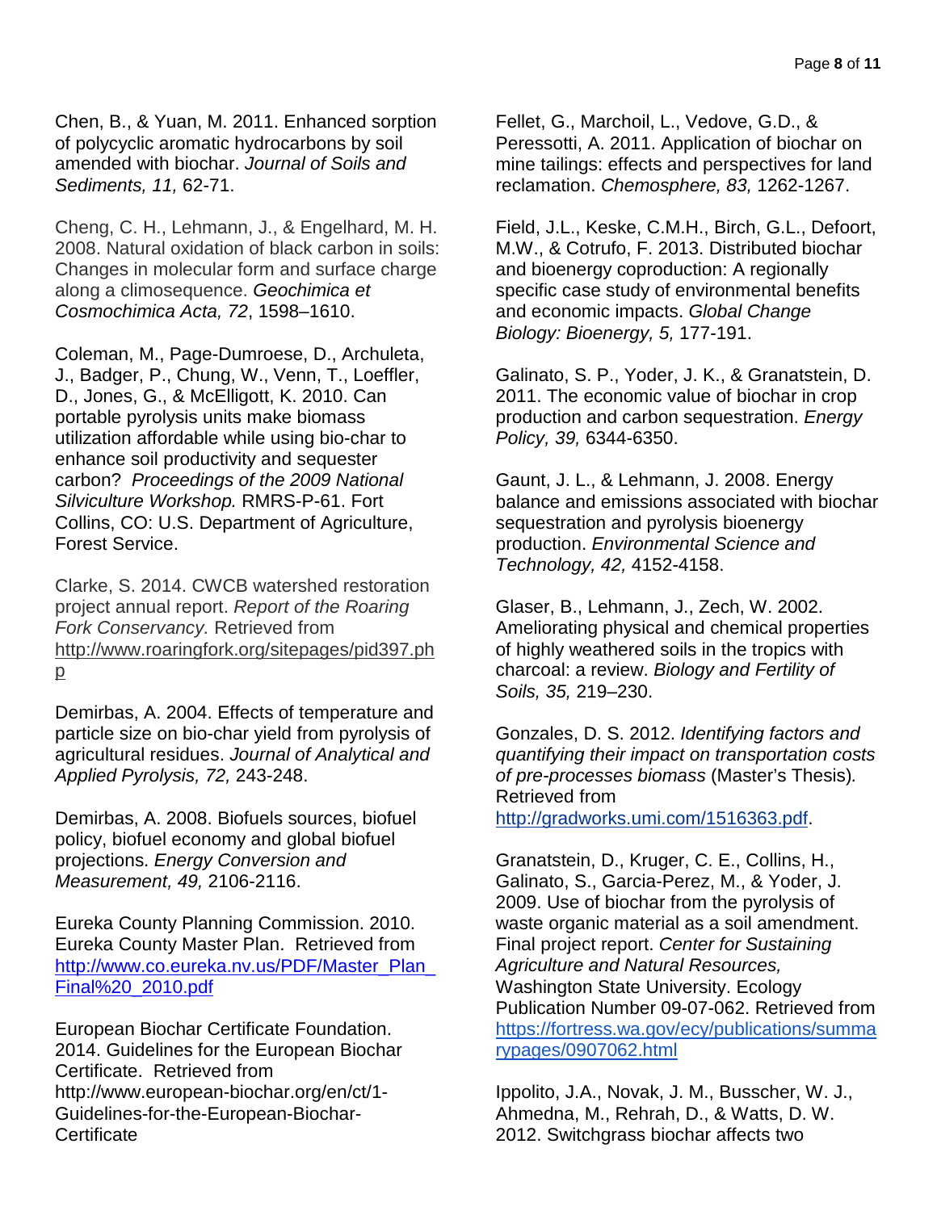Chen, B., & Yuan, M. 2011. Enhanced sorption of polycyclic aromatic hydrocarbons by soil amended with biochar. *Journal of Soils and Sediments, 11,* 62-71.

Cheng, C. H., Lehmann, J., & Engelhard, M. H. 2008. Natural oxidation of black carbon in soils: Changes in molecular form and surface charge along a climosequence. *Geochimica et Cosmochimica Acta, 72*, 1598–1610.

Coleman, M., Page-Dumroese, D., Archuleta, J., Badger, P., Chung, W., Venn, T., Loeffler, D., Jones, G., & McElligott, K. 2010. Can portable pyrolysis units make biomass utilization affordable while using bio-char to enhance soil productivity and sequester carbon? *Proceedings of the 2009 National Silviculture Workshop.* RMRS-P-61. Fort Collins, CO: U.S. Department of Agriculture, Forest Service.

Clarke, S. 2014. CWCB watershed restoration project annual report. *Report of the Roaring Fork Conservancy.* Retrieved from http://www.roaringfork.org/sitepages/pid397.php

Demirbas, A. 2004. Effects of temperature and particle size on bio-char yield from pyrolysis of agricultural residues. *Journal of Analytical and Applied Pyrolysis, 72,* 243-248.

Demirbas, A. 2008. Biofuels sources, biofuel policy, biofuel economy and global biofuel projections. *Energy Conversion and Measurement, 49,* 2106-2116.

Eureka County Planning Commission. 2010. Eureka County Master Plan. Retrieved from http://www.co.eureka.nv.us/PDF/Master_Plan_Final%20_2010.pdf

European Biochar Certificate Foundation. 2014. Guidelines for the European Biochar Certificate. Retrieved from http://www.european-biochar.org/en/ct/1-Guidelines-for-the-European-Biochar-Certificate

Fellet, G., Marchoil, L., Vedove, G.D., & Peressotti, A. 2011. Application of biochar on mine tailings: effects and perspectives for land reclamation. *Chemosphere, 83,* 1262-1267.

Field, J.L., Keske, C.M.H., Birch, G.L., Defoort, M.W., & Cotrufo, F. 2013. Distributed biochar and bioenergy coproduction: A regionally specific case study of environmental benefits and economic impacts. *Global Change Biology: Bioenergy, 5,* 177-191.

Galinato, S. P., Yoder, J. K., & Granatstein, D. 2011. The economic value of biochar in crop production and carbon sequestration. *Energy Policy, 39,* 6344-6350.

Gaunt, J. L., & Lehmann, J. 2008. Energy balance and emissions associated with biochar sequestration and pyrolysis bioenergy production. *Environmental Science and Technology, 42,* 4152-4158.

Glaser, B., Lehmann, J., Zech, W. 2002. Ameliorating physical and chemical properties of highly weathered soils in the tropics with charcoal: a review. *Biology and Fertility of Soils, 35,* 219–230.

Gonzales, D. S. 2012. *Identifying factors and quantifying their impact on transportation costs of pre-processes biomass* (Master's Thesis)*.* Retrieved from http://gradworks.umi.com/1516363.pdf.

Granatstein, D., Kruger, C. E., Collins, H., Galinato, S., Garcia-Perez, M., & Yoder, J. 2009. Use of biochar from the pyrolysis of waste organic material as a soil amendment. Final project report. *Center for Sustaining Agriculture and Natural Resources,* Washington State University. Ecology Publication Number 09-07-062. Retrieved from https://fortress.wa.gov/ecy/publications/summarypages/0907062.html

Ippolito, J.A., Novak, J. M., Busscher, W. J., Ahmedna, M., Rehrah, D., & Watts, D. W. 2012. Switchgrass biochar affects two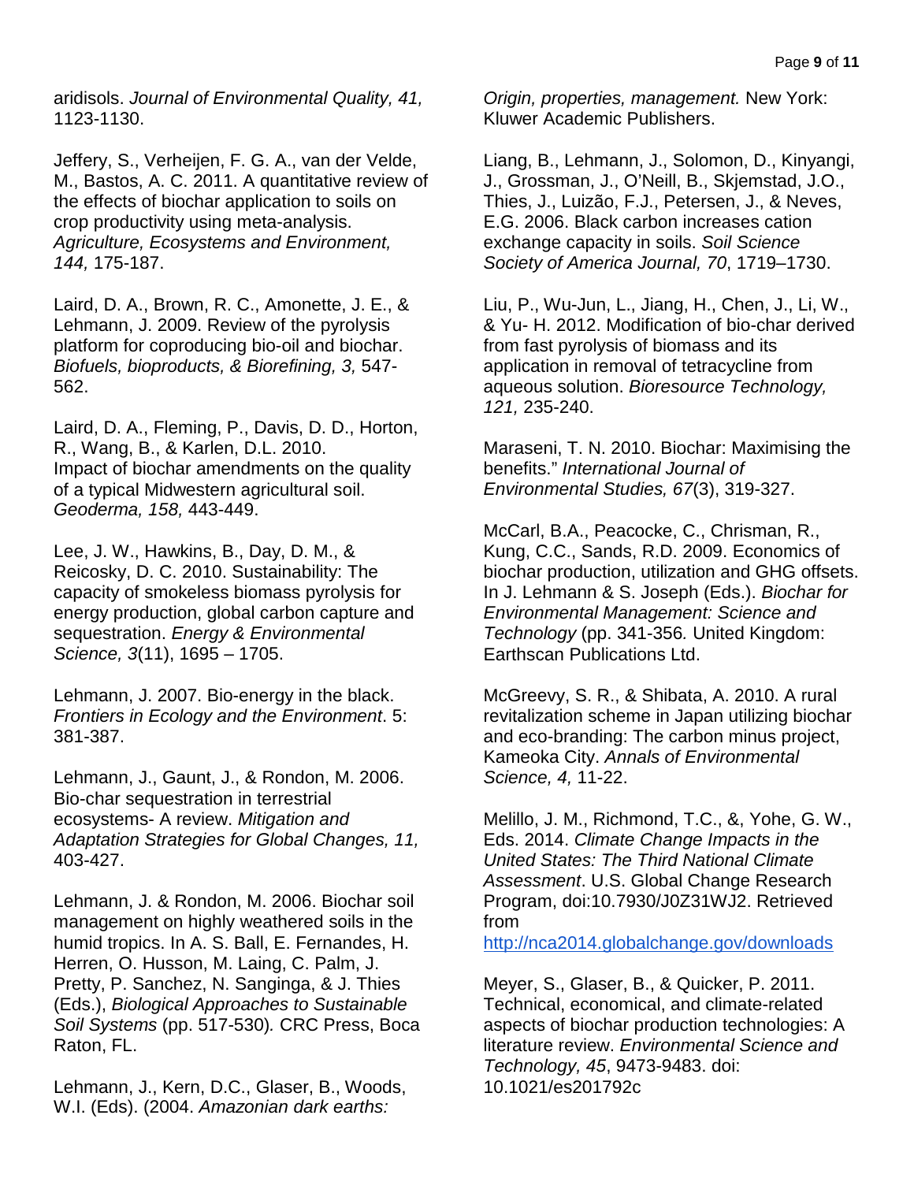aridisols. *Journal of Environmental Quality, 41,* 1123-1130.

Jeffery, S., Verheijen, F. G. A., van der Velde, M., Bastos, A. C. 2011. A quantitative review of the effects of biochar application to soils on crop productivity using meta-analysis. *Agriculture, Ecosystems and Environment, 144,* 175-187.

Laird, D. A., Brown, R. C., Amonette, J. E., & Lehmann, J. 2009. Review of the pyrolysis platform for coproducing bio-oil and biochar. *Biofuels, bioproducts, & Biorefining, 3,* 547-562.

Laird, D. A., Fleming, P., Davis, D. D., Horton, R., Wang, B., & Karlen, D.L. 2010. Impact of biochar amendments on the quality of a typical Midwestern agricultural soil. *Geoderma, 158,* 443-449.

Lee, J. W., Hawkins, B., Day, D. M., & Reicosky, D. C. 2010. Sustainability: The capacity of smokeless biomass pyrolysis for energy production, global carbon capture and sequestration. *Energy & Environmental Science, 3*(11), 1695 – 1705.

Lehmann, J. 2007. Bio-energy in the black. *Frontiers in Ecology and the Environment*. 5: 381-387.

Lehmann, J., Gaunt, J., & Rondon, M. 2006. Bio-char sequestration in terrestrial ecosystems- A review. *Mitigation and Adaptation Strategies for Global Changes, 11,* 403-427.

Lehmann, J. & Rondon, M. 2006. Biochar soil management on highly weathered soils in the humid tropics. In A. S. Ball, E. Fernandes, H. Herren, O. Husson, M. Laing, C. Palm, J. Pretty, P. Sanchez, N. Sanginga, & J. Thies (Eds.), *Biological Approaches to Sustainable Soil Systems* (pp. 517-530)*.* CRC Press, Boca Raton, FL.

Lehmann, J., Kern, D.C., Glaser, B., Woods, W.I. (Eds). (2004. *Amazonian dark earths: Origin, properties, management.* New York: Kluwer Academic Publishers.

Liang, B., Lehmann, J., Solomon, D., Kinyangi, J., Grossman, J., O'Neill, B., Skjemstad, J.O., Thies, J., Luizão, F.J., Petersen, J., & Neves, E.G. 2006. Black carbon increases cation exchange capacity in soils. *Soil Science Society of America Journal, 70*, 1719–1730.

Liu, P., Wu-Jun, L., Jiang, H., Chen, J., Li, W., & Yu- H. 2012. Modification of bio-char derived from fast pyrolysis of biomass and its application in removal of tetracycline from aqueous solution. *Bioresource Technology, 121,* 235-240.

Maraseni, T. N. 2010. Biochar: Maximising the benefits." *International Journal of Environmental Studies, 67*(3), 319-327.

McCarl, B.A., Peacocke, C., Chrisman, R., Kung, C.C., Sands, R.D. 2009. Economics of biochar production, utilization and GHG offsets. In J. Lehmann & S. Joseph (Eds.). *Biochar for Environmental Management: Science and Technology* (pp. 341-356*.* United Kingdom: Earthscan Publications Ltd.

McGreevy, S. R., & Shibata, A. 2010. A rural revitalization scheme in Japan utilizing biochar and eco-branding: The carbon minus project, Kameoka City. *Annals of Environmental Science, 4,* 11-22.

Melillo, J. M., Richmond, T.C., &, Yohe, G. W., Eds. 2014. *Climate Change Impacts in the United States: The Third National Climate Assessment*. U.S. Global Change Research Program, doi:10.7930/J0Z31WJ2. Retrieved from http://nca2014.globalchange.gov/downloads

Meyer, S., Glaser, B., & Quicker, P. 2011. Technical, economical, and climate-related aspects of biochar production technologies: A literature review. *Environmental Science and Technology, 45*, 9473-9483. doi: 10.1021/es201792c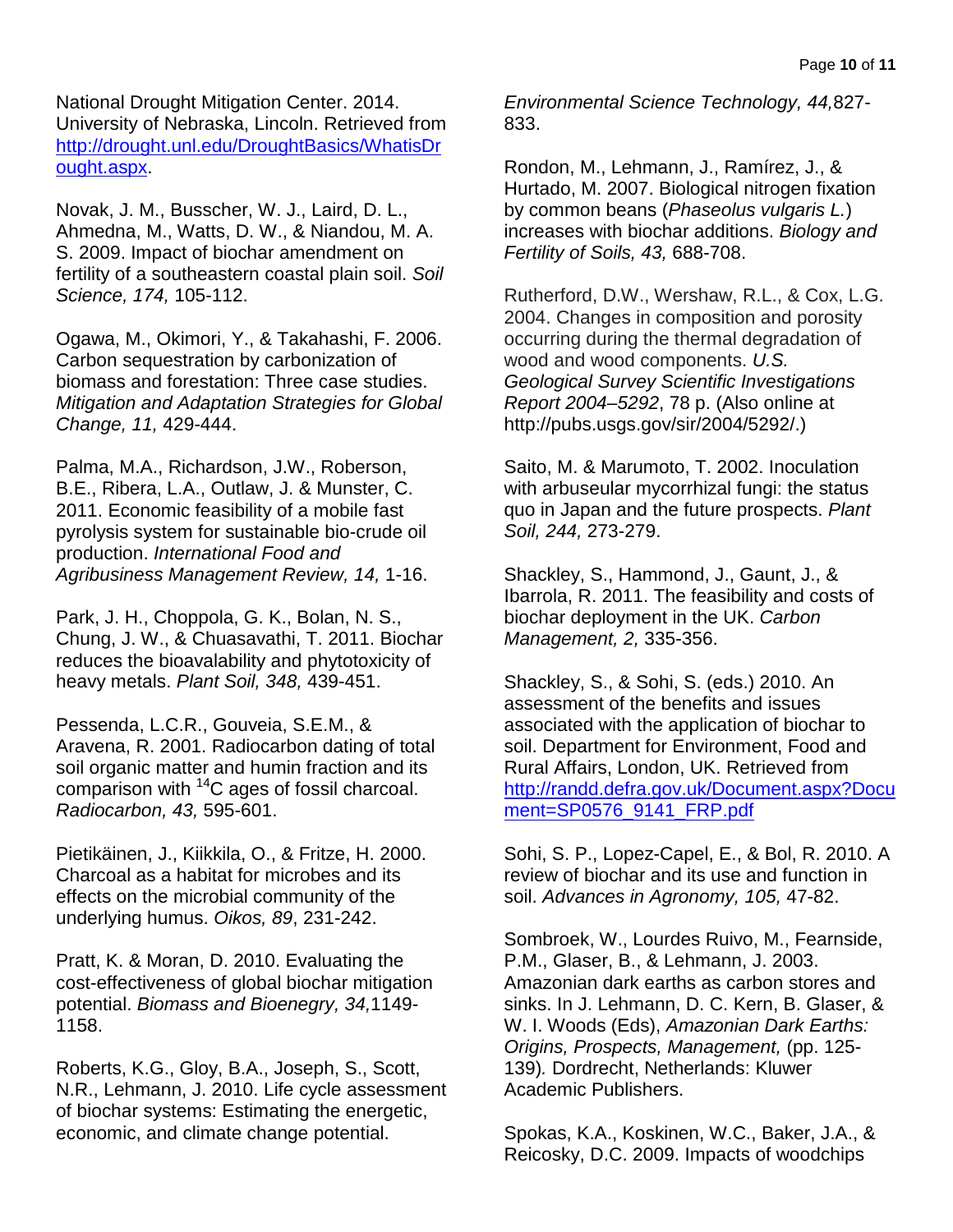National Drought Mitigation Center. 2014. University of Nebraska, Lincoln. Retrieved from [http://drought.unl.edu/DroughtBasics/WhatisDrought.aspx](http://drought.unl.edu/DroughtBasics/WhatisDrought.aspx).

Novak, J. M., Busscher, W. J., Laird, D. L., Ahmedna, M., Watts, D. W., & Niandou, M. A. S. 2009. Impact of biochar amendment on fertility of a southeastern coastal plain soil. *Soil Science, 174,* 105-112.

Ogawa, M., Okimori, Y., & Takahashi, F. 2006. Carbon sequestration by carbonization of biomass and forestation: Three case studies. *Mitigation and Adaptation Strategies for Global Change, 11,* 429-444.

Palma, M.A., Richardson, J.W., Roberson, B.E., Ribera, L.A., Outlaw, J. & Munster, C. 2011. Economic feasibility of a mobile fast pyrolysis system for sustainable bio-crude oil production. *International Food and Agribusiness Management Review, 14,* 1-16.

Park, J. H., Choppola, G. K., Bolan, N. S., Chung, J. W., & Chuasavathi, T. 2011. Biochar reduces the bioavalability and phytotoxicity of heavy metals. *Plant Soil, 348,* 439-451.

Pessenda, L.C.R., Gouveia, S.E.M., & Aravena, R. 2001. Radiocarbon dating of total soil organic matter and humin fraction and its comparison with $^{14}$C ages of fossil charcoal. *Radiocarbon, 43,* 595-601.

Pietikäinen, J., Kiikkila, O., & Fritze, H. 2000. Charcoal as a habitat for microbes and its effects on the microbial community of the underlying humus. *Oikos, 89*, 231-242.

Pratt, K. & Moran, D. 2010. Evaluating the cost-effectiveness of global biochar mitigation potential. *Biomass and Bioenegry, 34,*1149-1158.

Roberts, K.G., Gloy, B.A., Joseph, S., Scott, N.R., Lehmann, J. 2010. Life cycle assessment of biochar systems: Estimating the energetic, economic, and climate change potential. *Environmental Science Technology, 44,*827-833.

Rondon, M., Lehmann, J., Ramírez, J., & Hurtado, M. 2007. Biological nitrogen fixation by common beans (*Phaseolus vulgaris L.*) increases with biochar additions. *Biology and Fertility of Soils, 43,* 688-708.

Rutherford, D.W., Wershaw, R.L., & Cox, L.G. 2004. Changes in composition and porosity occurring during the thermal degradation of wood and wood components. *U.S. Geological Survey Scientific Investigations Report 2004–5292*, 78 p. (Also online at http://pubs.usgs.gov/sir/2004/5292/.)

Saito, M. & Marumoto, T. 2002. Inoculation with arbuseular mycorrhizal fungi: the status quo in Japan and the future prospects. *Plant Soil, 244,* 273-279.

Shackley, S., Hammond, J., Gaunt, J., & Ibarrola, R. 2011. The feasibility and costs of biochar deployment in the UK. *Carbon Management, 2,* 335-356.

Shackley, S., & Sohi, S. (eds.) 2010. An assessment of the benefits and issues associated with the application of biochar to soil. Department for Environment, Food and Rural Affairs, London, UK. Retrieved from [http://randd.defra.gov.uk/Document.aspx?Document=SP0576_9141_FRP.pdf](http://randd.defra.gov.uk/Document.aspx?Document=SP0576_9141_FRP.pdf)

Sohi, S. P., Lopez-Capel, E., & Bol, R. 2010. A review of biochar and its use and function in soil. *Advances in Agronomy, 105,* 47-82.

Sombroek, W., Lourdes Ruivo, M., Fearnside, P.M., Glaser, B., & Lehmann, J. 2003. Amazonian dark earths as carbon stores and sinks. In J. Lehmann, D. C. Kern, B. Glaser, & W. I. Woods (Eds), *Amazonian Dark Earths: Origins, Prospects, Management,* (pp. 125-139)*.* Dordrecht, Netherlands: Kluwer Academic Publishers.

Spokas, K.A., Koskinen, W.C., Baker, J.A., & Reicosky, D.C. 2009. Impacts of woodchips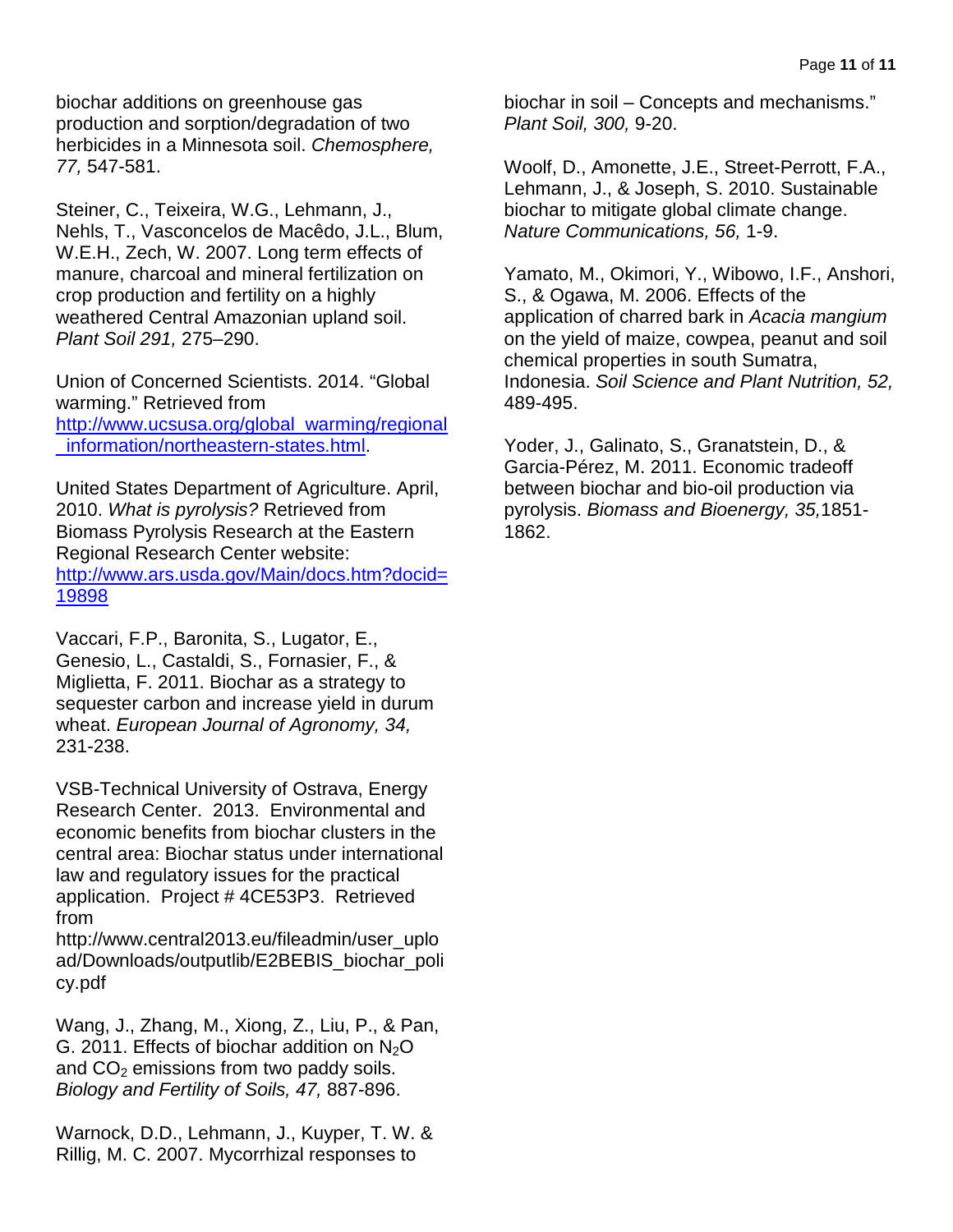biochar additions on greenhouse gas production and sorption/degradation of two herbicides in a Minnesota soil. *Chemosphere, 77,* 547-581.

Steiner, C., Teixeira, W.G., Lehmann, J., Nehls, T., Vasconcelos de Macêdo, J.L., Blum, W.E.H., Zech, W. 2007. Long term effects of manure, charcoal and mineral fertilization on crop production and fertility on a highly weathered Central Amazonian upland soil. *Plant Soil 291,* 275–290.

Union of Concerned Scientists. 2014. "Global warming." Retrieved from [http://www.ucsusa.org/global_warming/regional_information/northeastern-states.html](http://www.ucsusa.org/global_warming/regional_information/northeastern-states.html).

United States Department of Agriculture. April, 2010. *What is pyrolysis?* Retrieved from Biomass Pyrolysis Research at the Eastern Regional Research Center website: [http://www.ars.usda.gov/Main/docs.htm?docid=19898](http://www.ars.usda.gov/Main/docs.htm?docid=19898)

Vaccari, F.P., Baronita, S., Lugator, E., Genesio, L., Castaldi, S., Fornasier, F., & Miglietta, F. 2011. Biochar as a strategy to sequester carbon and increase yield in durum wheat. *European Journal of Agronomy, 34,* 231-238.

VSB-Technical University of Ostrava, Energy Research Center. 2013. Environmental and economic benefits from biochar clusters in the central area: Biochar status under international law and regulatory issues for the practical application. Project # 4CE53P3. Retrieved from http://www.central2013.eu/fileadmin/user_upload/Downloads/outputlib/E2BEBIS_biochar_policy.pdf

Wang, J., Zhang, M., Xiong, Z., Liu, P., & Pan, G. 2011. Effects of biochar addition on $N_2O$ and $CO_2$ emissions from two paddy soils. *Biology and Fertility of Soils, 47,* 887-896.

Warnock, D.D., Lehmann, J., Kuyper, T. W. & Rillig, M. C. 2007. Mycorrhizal responses to biochar in soil – Concepts and mechanisms." *Plant Soil, 300,* 9-20.

Woolf, D., Amonette, J.E., Street-Perrott, F.A., Lehmann, J., & Joseph, S. 2010. Sustainable biochar to mitigate global climate change. *Nature Communications, 56,* 1-9.

Yamato, M., Okimori, Y., Wibowo, I.F., Anshori, S., & Ogawa, M. 2006. Effects of the application of charred bark in *Acacia mangium* on the yield of maize, cowpea, peanut and soil chemical properties in south Sumatra, Indonesia. *Soil Science and Plant Nutrition, 52,* 489-495.

Yoder, J., Galinato, S., Granatstein, D., & Garcia-Pérez, M. 2011. Economic tradeoff between biochar and bio-oil production via pyrolysis. *Biomass and Bioenergy, 35,*1851-1862.